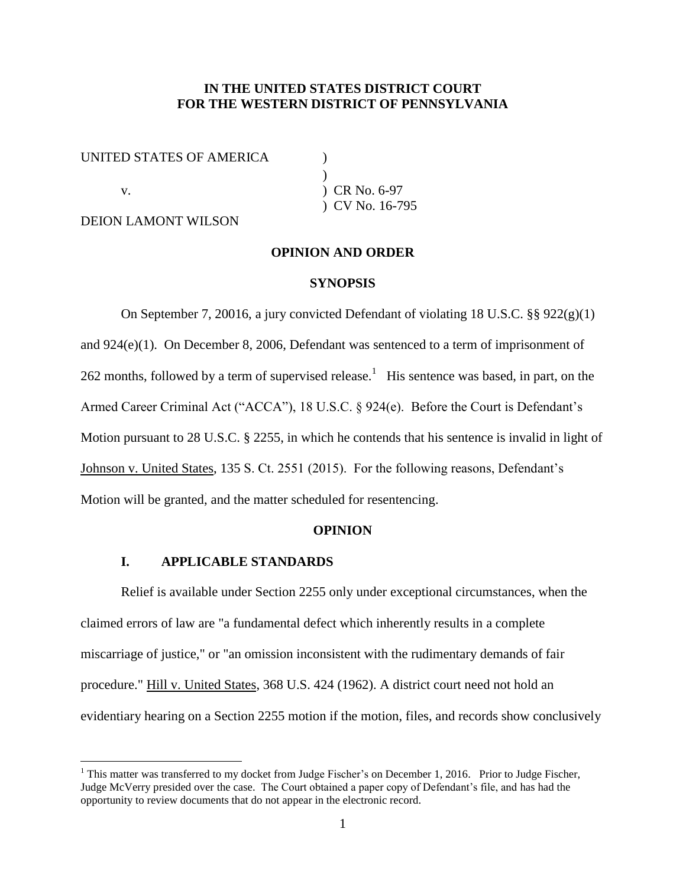**IN THE UNITED STATES DISTRICT COURT**
**FOR THE WESTERN DISTRICT OF PENNSYLVANIA**

UNITED STATES OF AMERICA )
)
v. ) CR No. 6-97
) CV No. 16-795
DEION LAMONT WILSON

**OPINION AND ORDER**

**SYNOPSIS**

On September 7, 20016, a jury convicted Defendant of violating 18 U.S.C. §§ 922(g)(1) and 924(e)(1). On December 8, 2006, Defendant was sentenced to a term of imprisonment of 262 months, followed by a term of supervised release.[1] His sentence was based, in part, on the Armed Career Criminal Act ("ACCA"), 18 U.S.C. § 924(e). Before the Court is Defendant's Motion pursuant to 28 U.S.C. § 2255, in which he contends that his sentence is invalid in light of Johnson v. United States, 135 S. Ct. 2551 (2015). For the following reasons, Defendant's Motion will be granted, and the matter scheduled for resentencing.

**OPINION**

**I. APPLICABLE STANDARDS**

Relief is available under Section 2255 only under exceptional circumstances, when the claimed errors of law are "a fundamental defect which inherently results in a complete miscarriage of justice," or "an omission inconsistent with the rudimentary demands of fair procedure." Hill v. United States, 368 U.S. 424 (1962). A district court need not hold an evidentiary hearing on a Section 2255 motion if the motion, files, and records show conclusively

[1] This matter was transferred to my docket from Judge Fischer's on December 1, 2016. Prior to Judge Fischer, Judge McVerry presided over the case. The Court obtained a paper copy of Defendant's file, and has had the opportunity to review documents that do not appear in the electronic record.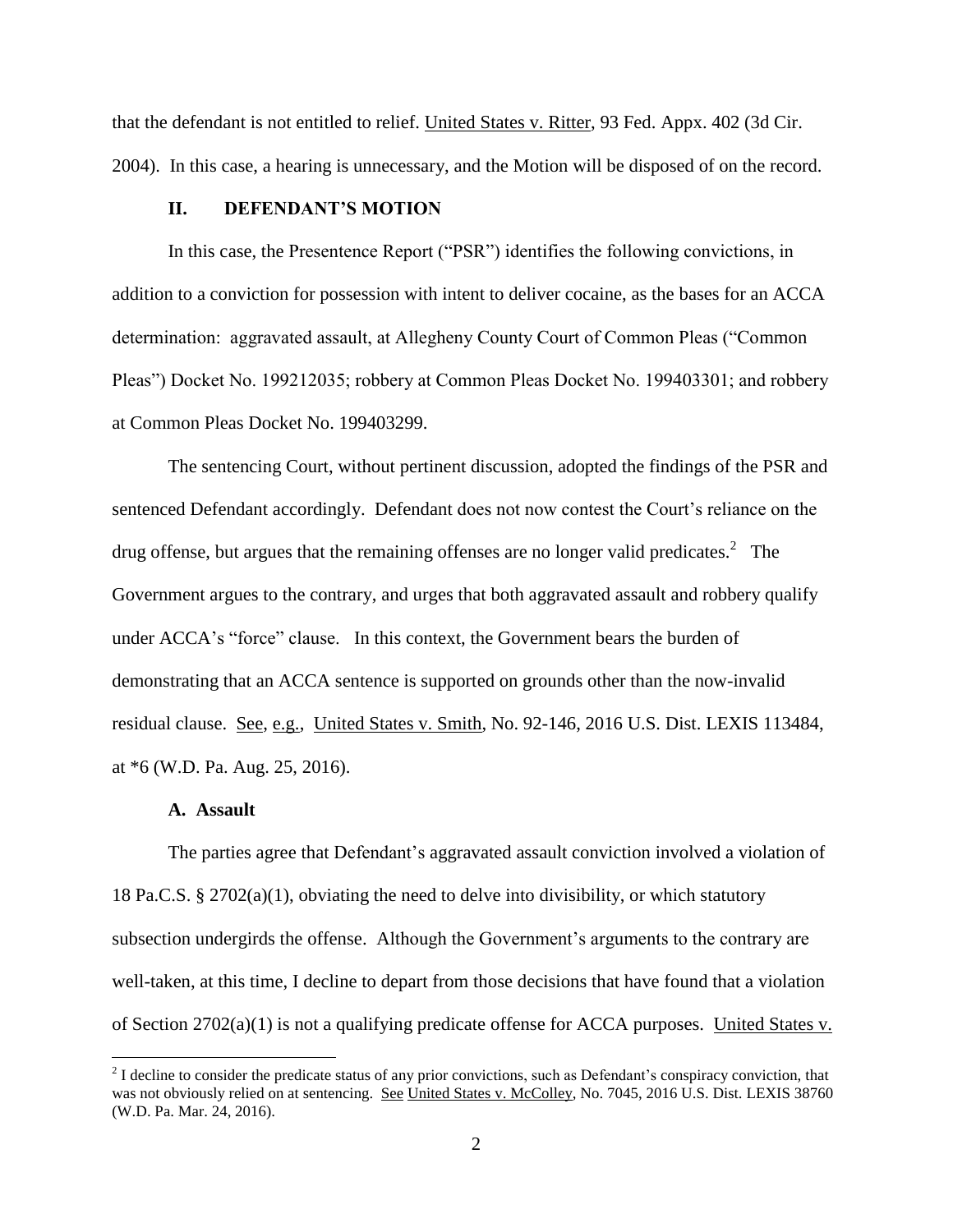that the defendant is not entitled to relief. United States v. Ritter, 93 Fed. Appx. 402 (3d Cir. 2004). In this case, a hearing is unnecessary, and the Motion will be disposed of on the record.

## II. DEFENDANT'S MOTION

In this case, the Presentence Report ("PSR") identifies the following convictions, in addition to a conviction for possession with intent to deliver cocaine, as the bases for an ACCA determination: aggravated assault, at Allegheny County Court of Common Pleas ("Common Pleas") Docket No. 199212035; robbery at Common Pleas Docket No. 199403301; and robbery at Common Pleas Docket No. 199403299.

The sentencing Court, without pertinent discussion, adopted the findings of the PSR and sentenced Defendant accordingly. Defendant does not now contest the Court's reliance on the drug offense, but argues that the remaining offenses are no longer valid predicates.[2] The Government argues to the contrary, and urges that both aggravated assault and robbery qualify under ACCA's "force" clause. In this context, the Government bears the burden of demonstrating that an ACCA sentence is supported on grounds other than the now-invalid residual clause. See, e.g., United States v. Smith, No. 92-146, 2016 U.S. Dist. LEXIS 113484, at *6 (W.D. Pa. Aug. 25, 2016).

### A. Assault

The parties agree that Defendant's aggravated assault conviction involved a violation of 18 Pa.C.S. § 2702(a)(1), obviating the need to delve into divisibility, or which statutory subsection undergirds the offense. Although the Government's arguments to the contrary are well-taken, at this time, I decline to depart from those decisions that have found that a violation of Section 2702(a)(1) is not a qualifying predicate offense for ACCA purposes. United States v.

[2] I decline to consider the predicate status of any prior convictions, such as Defendant's conspiracy conviction, that was not obviously relied on at sentencing. See United States v. McColley, No. 7045, 2016 U.S. Dist. LEXIS 38760 (W.D. Pa. Mar. 24, 2016).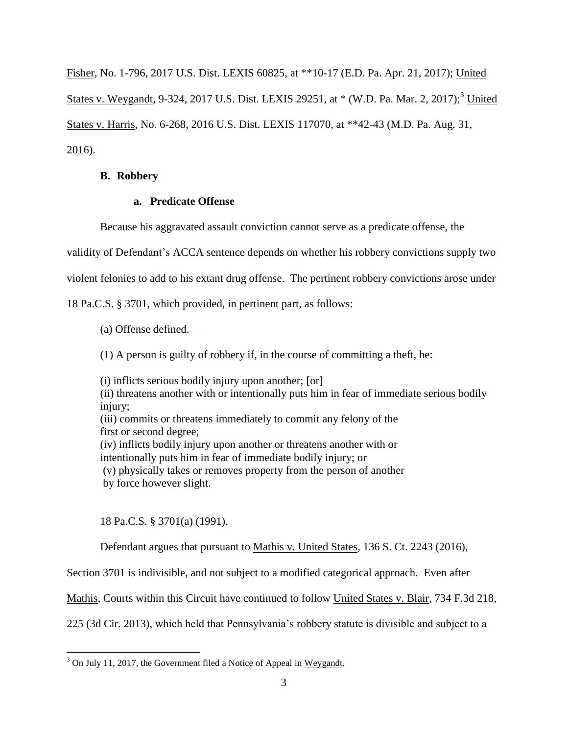Fisher, No. 1-796, 2017 U.S. Dist. LEXIS 60825, at **10-17 (E.D. Pa. Apr. 21, 2017); United States v. Weygandt, 9-324, 2017 U.S. Dist. LEXIS 29251, at * (W.D. Pa. Mar. 2, 2017);[3] United States v. Harris, No. 6-268, 2016 U.S. Dist. LEXIS 117070, at **42-43 (M.D. Pa. Aug. 31, 2016).

**B. Robbery**

**a. Predicate Offense**

Because his aggravated assault conviction cannot serve as a predicate offense, the validity of Defendant's ACCA sentence depends on whether his robbery convictions supply two violent felonies to add to his extant drug offense. The pertinent robbery convictions arose under 18 Pa.C.S. § 3701, which provided, in pertinent part, as follows:

> (a) Offense defined.—
>
> (1) A person is guilty of robbery if, in the course of committing a theft, he:
>
> (i) inflicts serious bodily injury upon another; [or]
> (ii) threatens another with or intentionally puts him in fear of immediate serious bodily injury;
> (iii) commits or threatens immediately to commit any felony of the first or second degree;
> (iv) inflicts bodily injury upon another or threatens another with or intentionally puts him in fear of immediate bodily injury; or
> (v) physically takes or removes property from the person of another by force however slight.
>
> 18 Pa.C.S. § 3701(a) (1991).

Defendant argues that pursuant to Mathis v. United States, 136 S. Ct. 2243 (2016), Section 3701 is indivisible, and not subject to a modified categorical approach. Even after Mathis, Courts within this Circuit have continued to follow United States v. Blair, 734 F.3d 218, 225 (3d Cir. 2013), which held that Pennsylvania's robbery statute is divisible and subject to a

[3] On July 11, 2017, the Government filed a Notice of Appeal in Weygandt.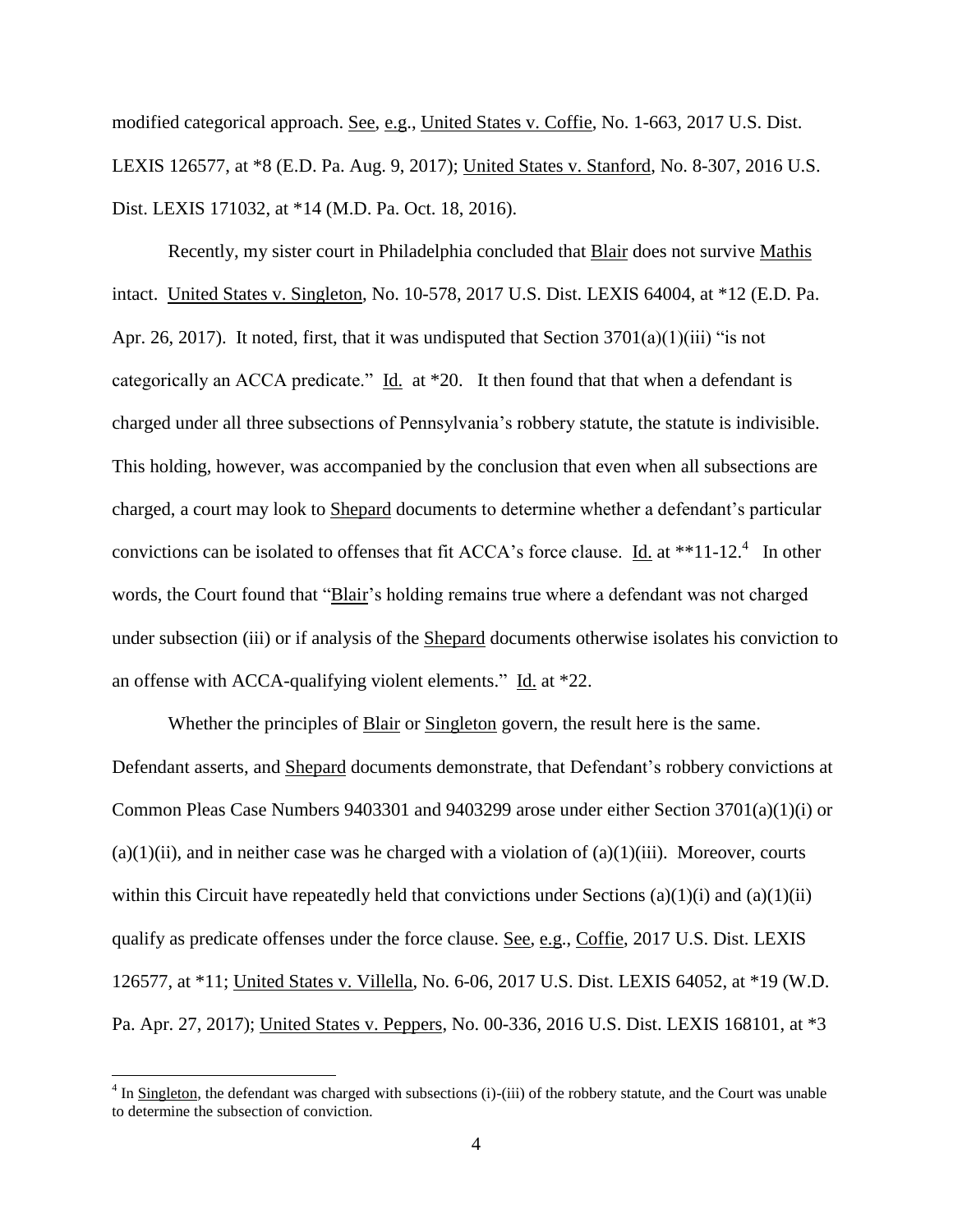modified categorical approach. See, e.g., United States v. Coffie, No. 1-663, 2017 U.S. Dist. LEXIS 126577, at *8 (E.D. Pa. Aug. 9, 2017); United States v. Stanford, No. 8-307, 2016 U.S. Dist. LEXIS 171032, at *14 (M.D. Pa. Oct. 18, 2016).

Recently, my sister court in Philadelphia concluded that Blair does not survive Mathis intact. United States v. Singleton, No. 10-578, 2017 U.S. Dist. LEXIS 64004, at *12 (E.D. Pa. Apr. 26, 2017). It noted, first, that it was undisputed that Section 3701(a)(1)(iii) "is not categorically an ACCA predicate." Id. at *20. It then found that that when a defendant is charged under all three subsections of Pennsylvania's robbery statute, the statute is indivisible. This holding, however, was accompanied by the conclusion that even when all subsections are charged, a court may look to Shepard documents to determine whether a defendant's particular convictions can be isolated to offenses that fit ACCA's force clause. Id. at **11-12.[4] In other words, the Court found that "Blair's holding remains true where a defendant was not charged under subsection (iii) or if analysis of the Shepard documents otherwise isolates his conviction to an offense with ACCA-qualifying violent elements." Id. at *22.

Whether the principles of Blair or Singleton govern, the result here is the same. Defendant asserts, and Shepard documents demonstrate, that Defendant's robbery convictions at Common Pleas Case Numbers 9403301 and 9403299 arose under either Section 3701(a)(1)(i) or (a)(1)(ii), and in neither case was he charged with a violation of (a)(1)(iii). Moreover, courts within this Circuit have repeatedly held that convictions under Sections (a)(1)(i) and (a)(1)(ii) qualify as predicate offenses under the force clause. See, e.g., Coffie, 2017 U.S. Dist. LEXIS 126577, at *11; United States v. Villella, No. 6-06, 2017 U.S. Dist. LEXIS 64052, at *19 (W.D. Pa. Apr. 27, 2017); United States v. Peppers, No. 00-336, 2016 U.S. Dist. LEXIS 168101, at *3

[4] In Singleton, the defendant was charged with subsections (i)-(iii) of the robbery statute, and the Court was unable to determine the subsection of conviction.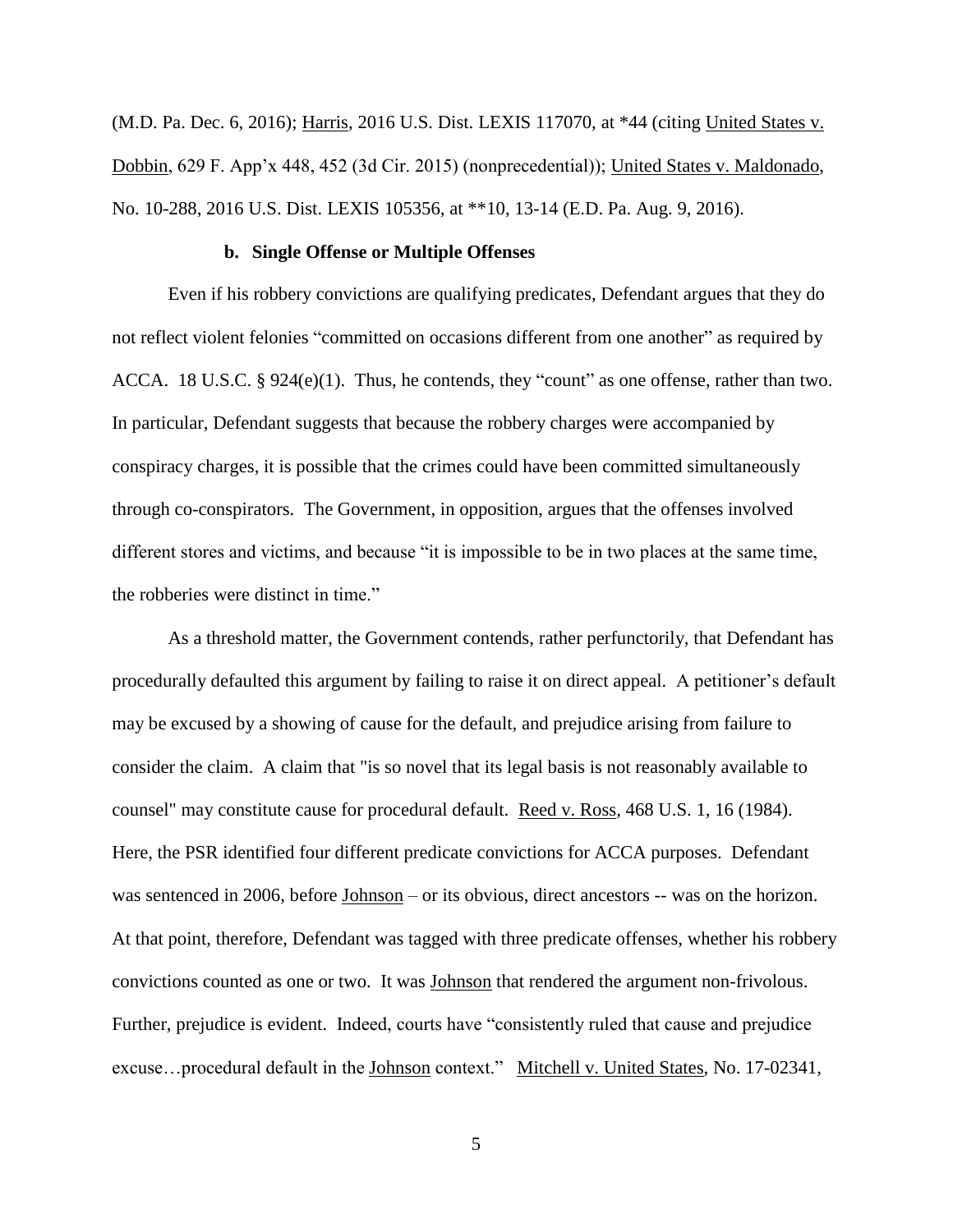(M.D. Pa. Dec. 6, 2016); Harris, 2016 U.S. Dist. LEXIS 117070, at *44 (citing United States v. Dobbin, 629 F. App'x 448, 452 (3d Cir. 2015) (nonprecedential)); United States v. Maldonado, No. 10-288, 2016 U.S. Dist. LEXIS 105356, at **10, 13-14 (E.D. Pa. Aug. 9, 2016).

**b. Single Offense or Multiple Offenses**

Even if his robbery convictions are qualifying predicates, Defendant argues that they do not reflect violent felonies "committed on occasions different from one another" as required by ACCA. 18 U.S.C. § 924(e)(1). Thus, he contends, they "count" as one offense, rather than two. In particular, Defendant suggests that because the robbery charges were accompanied by conspiracy charges, it is possible that the crimes could have been committed simultaneously through co-conspirators. The Government, in opposition, argues that the offenses involved different stores and victims, and because "it is impossible to be in two places at the same time, the robberies were distinct in time."

As a threshold matter, the Government contends, rather perfunctorily, that Defendant has procedurally defaulted this argument by failing to raise it on direct appeal. A petitioner's default may be excused by a showing of cause for the default, and prejudice arising from failure to consider the claim. A claim that "is so novel that its legal basis is not reasonably available to counsel" may constitute cause for procedural default. Reed v. Ross, 468 U.S. 1, 16 (1984). Here, the PSR identified four different predicate convictions for ACCA purposes. Defendant was sentenced in 2006, before Johnson – or its obvious, direct ancestors -- was on the horizon. At that point, therefore, Defendant was tagged with three predicate offenses, whether his robbery convictions counted as one or two. It was Johnson that rendered the argument non-frivolous. Further, prejudice is evident. Indeed, courts have "consistently ruled that cause and prejudice excuse…procedural default in the Johnson context." Mitchell v. United States, No. 17-02341,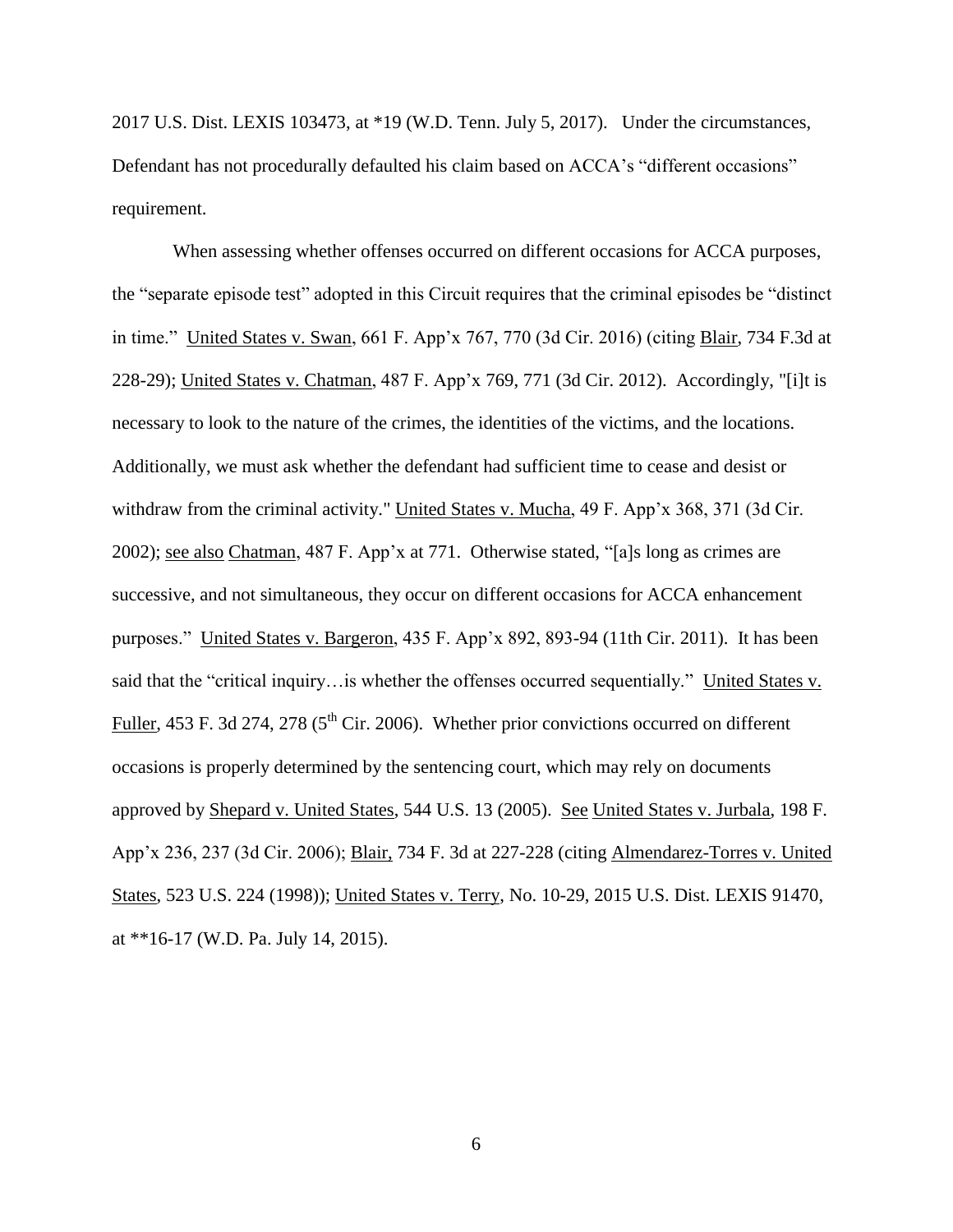2017 U.S. Dist. LEXIS 103473, at *19 (W.D. Tenn. July 5, 2017). Under the circumstances, Defendant has not procedurally defaulted his claim based on ACCA's "different occasions" requirement.

When assessing whether offenses occurred on different occasions for ACCA purposes, the "separate episode test" adopted in this Circuit requires that the criminal episodes be "distinct in time." United States v. Swan, 661 F. App'x 767, 770 (3d Cir. 2016) (citing Blair, 734 F.3d at 228-29); United States v. Chatman, 487 F. App'x 769, 771 (3d Cir. 2012). Accordingly, "[i]t is necessary to look to the nature of the crimes, the identities of the victims, and the locations. Additionally, we must ask whether the defendant had sufficient time to cease and desist or withdraw from the criminal activity." United States v. Mucha, 49 F. App'x 368, 371 (3d Cir. 2002); see also Chatman, 487 F. App'x at 771. Otherwise stated, "[a]s long as crimes are successive, and not simultaneous, they occur on different occasions for ACCA enhancement purposes." United States v. Bargeron, 435 F. App'x 892, 893-94 (11th Cir. 2011). It has been said that the "critical inquiry…is whether the offenses occurred sequentially." United States v. Fuller, 453 F. 3d 274, 278 (5th Cir. 2006). Whether prior convictions occurred on different occasions is properly determined by the sentencing court, which may rely on documents approved by Shepard v. United States, 544 U.S. 13 (2005). See United States v. Jurbala, 198 F. App'x 236, 237 (3d Cir. 2006); Blair, 734 F. 3d at 227-228 (citing Almendarez-Torres v. United States, 523 U.S. 224 (1998)); United States v. Terry, No. 10-29, 2015 U.S. Dist. LEXIS 91470, at **16-17 (W.D. Pa. July 14, 2015).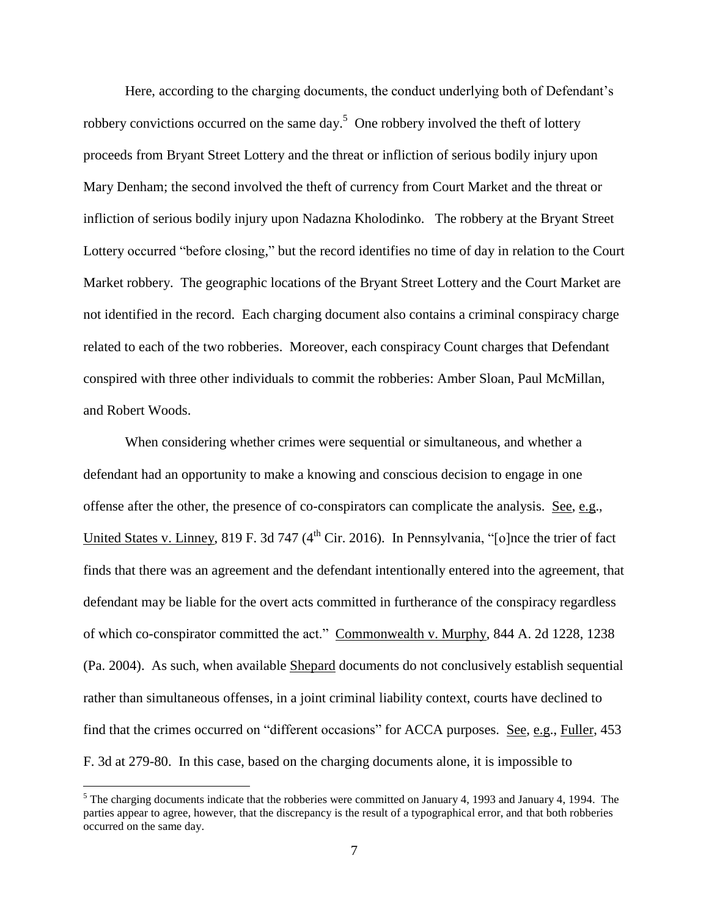Here, according to the charging documents, the conduct underlying both of Defendant's robbery convictions occurred on the same day.[5] One robbery involved the theft of lottery proceeds from Bryant Street Lottery and the threat or infliction of serious bodily injury upon Mary Denham; the second involved the theft of currency from Court Market and the threat or infliction of serious bodily injury upon Nadazna Kholodinko. The robbery at the Bryant Street Lottery occurred "before closing," but the record identifies no time of day in relation to the Court Market robbery. The geographic locations of the Bryant Street Lottery and the Court Market are not identified in the record. Each charging document also contains a criminal conspiracy charge related to each of the two robberies. Moreover, each conspiracy Count charges that Defendant conspired with three other individuals to commit the robberies: Amber Sloan, Paul McMillan, and Robert Woods.

When considering whether crimes were sequential or simultaneous, and whether a defendant had an opportunity to make a knowing and conscious decision to engage in one offense after the other, the presence of co-conspirators can complicate the analysis. See, e.g., United States v. Linney, 819 F. 3d 747 (4th Cir. 2016). In Pennsylvania, "[o]nce the trier of fact finds that there was an agreement and the defendant intentionally entered into the agreement, that defendant may be liable for the overt acts committed in furtherance of the conspiracy regardless of which co-conspirator committed the act." Commonwealth v. Murphy, 844 A. 2d 1228, 1238 (Pa. 2004). As such, when available Shepard documents do not conclusively establish sequential rather than simultaneous offenses, in a joint criminal liability context, courts have declined to find that the crimes occurred on "different occasions" for ACCA purposes. See, e.g., Fuller, 453 F. 3d at 279-80. In this case, based on the charging documents alone, it is impossible to

[5] The charging documents indicate that the robberies were committed on January 4, 1993 and January 4, 1994. The parties appear to agree, however, that the discrepancy is the result of a typographical error, and that both robberies occurred on the same day.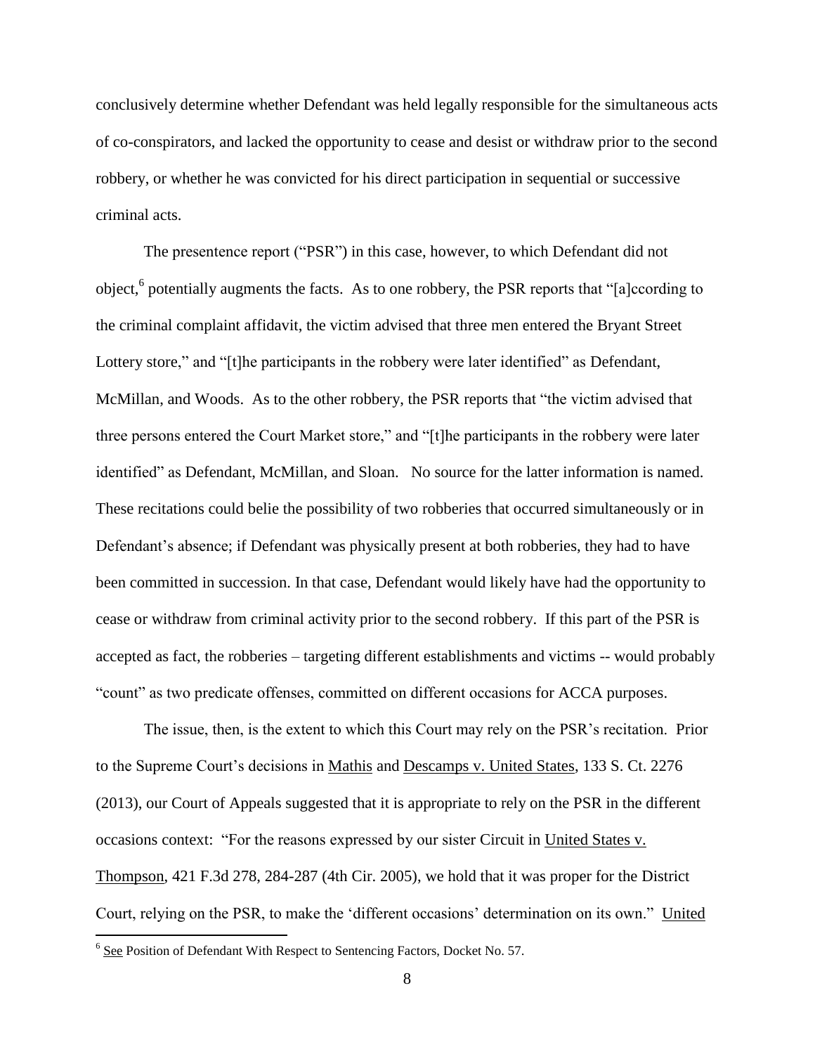conclusively determine whether Defendant was held legally responsible for the simultaneous acts of co-conspirators, and lacked the opportunity to cease and desist or withdraw prior to the second robbery, or whether he was convicted for his direct participation in sequential or successive criminal acts.

The presentence report ("PSR") in this case, however, to which Defendant did not object,[6] potentially augments the facts. As to one robbery, the PSR reports that "[a]ccording to the criminal complaint affidavit, the victim advised that three men entered the Bryant Street Lottery store," and "[t]he participants in the robbery were later identified" as Defendant, McMillan, and Woods. As to the other robbery, the PSR reports that "the victim advised that three persons entered the Court Market store," and "[t]he participants in the robbery were later identified" as Defendant, McMillan, and Sloan. No source for the latter information is named. These recitations could belie the possibility of two robberies that occurred simultaneously or in Defendant's absence; if Defendant was physically present at both robberies, they had to have been committed in succession. In that case, Defendant would likely have had the opportunity to cease or withdraw from criminal activity prior to the second robbery. If this part of the PSR is accepted as fact, the robberies – targeting different establishments and victims -- would probably "count" as two predicate offenses, committed on different occasions for ACCA purposes.

The issue, then, is the extent to which this Court may rely on the PSR's recitation. Prior to the Supreme Court's decisions in Mathis and Descamps v. United States, 133 S. Ct. 2276 (2013), our Court of Appeals suggested that it is appropriate to rely on the PSR in the different occasions context: "For the reasons expressed by our sister Circuit in United States v. Thompson, 421 F.3d 278, 284-287 (4th Cir. 2005), we hold that it was proper for the District Court, relying on the PSR, to make the 'different occasions' determination on its own." United

[6] See Position of Defendant With Respect to Sentencing Factors, Docket No. 57.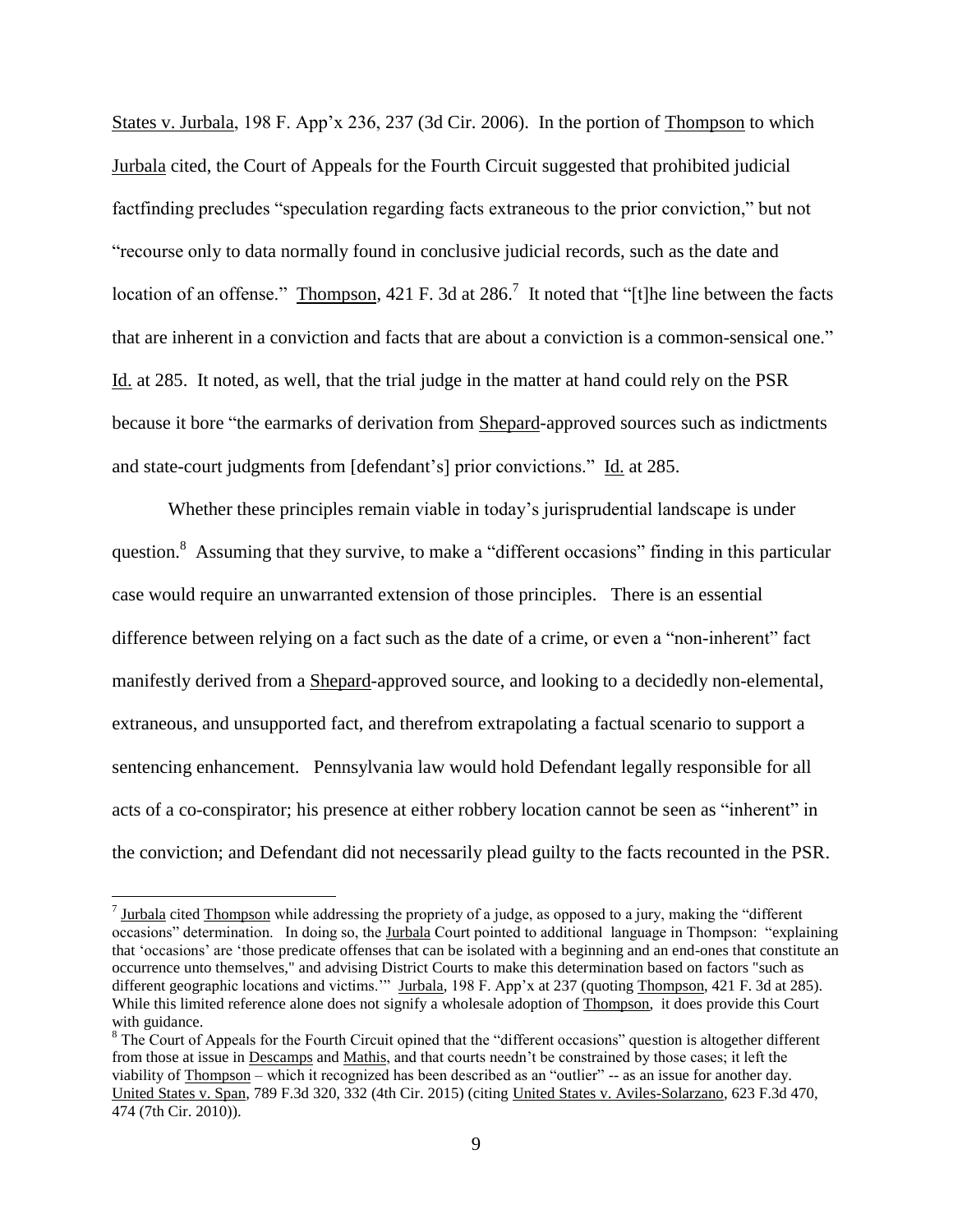States v. Jurbala, 198 F. App'x 236, 237 (3d Cir. 2006). In the portion of Thompson to which Jurbala cited, the Court of Appeals for the Fourth Circuit suggested that prohibited judicial factfinding precludes "speculation regarding facts extraneous to the prior conviction," but not "recourse only to data normally found in conclusive judicial records, such as the date and location of an offense." Thompson, 421 F. 3d at 286.[7] It noted that "[t]he line between the facts that are inherent in a conviction and facts that are about a conviction is a common-sensical one." Id. at 285. It noted, as well, that the trial judge in the matter at hand could rely on the PSR because it bore "the earmarks of derivation from Shepard-approved sources such as indictments and state-court judgments from [defendant's] prior convictions." Id. at 285.

Whether these principles remain viable in today's jurisprudential landscape is under question.[8] Assuming that they survive, to make a "different occasions" finding in this particular case would require an unwarranted extension of those principles. There is an essential difference between relying on a fact such as the date of a crime, or even a "non-inherent" fact manifestly derived from a Shepard-approved source, and looking to a decidedly non-elemental, extraneous, and unsupported fact, and therefrom extrapolating a factual scenario to support a sentencing enhancement. Pennsylvania law would hold Defendant legally responsible for all acts of a co-conspirator; his presence at either robbery location cannot be seen as "inherent" in the conviction; and Defendant did not necessarily plead guilty to the facts recounted in the PSR.

---

[7] Jurbala cited Thompson while addressing the propriety of a judge, as opposed to a jury, making the "different occasions" determination. In doing so, the Jurbala Court pointed to additional language in Thompson: "explaining that 'occasions' are 'those predicate offenses that can be isolated with a beginning and an end-ones that constitute an occurrence unto themselves," and advising District Courts to make this determination based on factors "such as different geographic locations and victims.'" Jurbala, 198 F. App'x at 237 (quoting Thompson, 421 F. 3d at 285). While this limited reference alone does not signify a wholesale adoption of Thompson, it does provide this Court with guidance.

[8] The Court of Appeals for the Fourth Circuit opined that the "different occasions" question is altogether different from those at issue in Descamps and Mathis, and that courts needn't be constrained by those cases; it left the viability of Thompson – which it recognized has been described as an "outlier" -- as an issue for another day. United States v. Span, 789 F.3d 320, 332 (4th Cir. 2015) (citing United States v. Aviles-Solarzano, 623 F.3d 470, 474 (7th Cir. 2010)).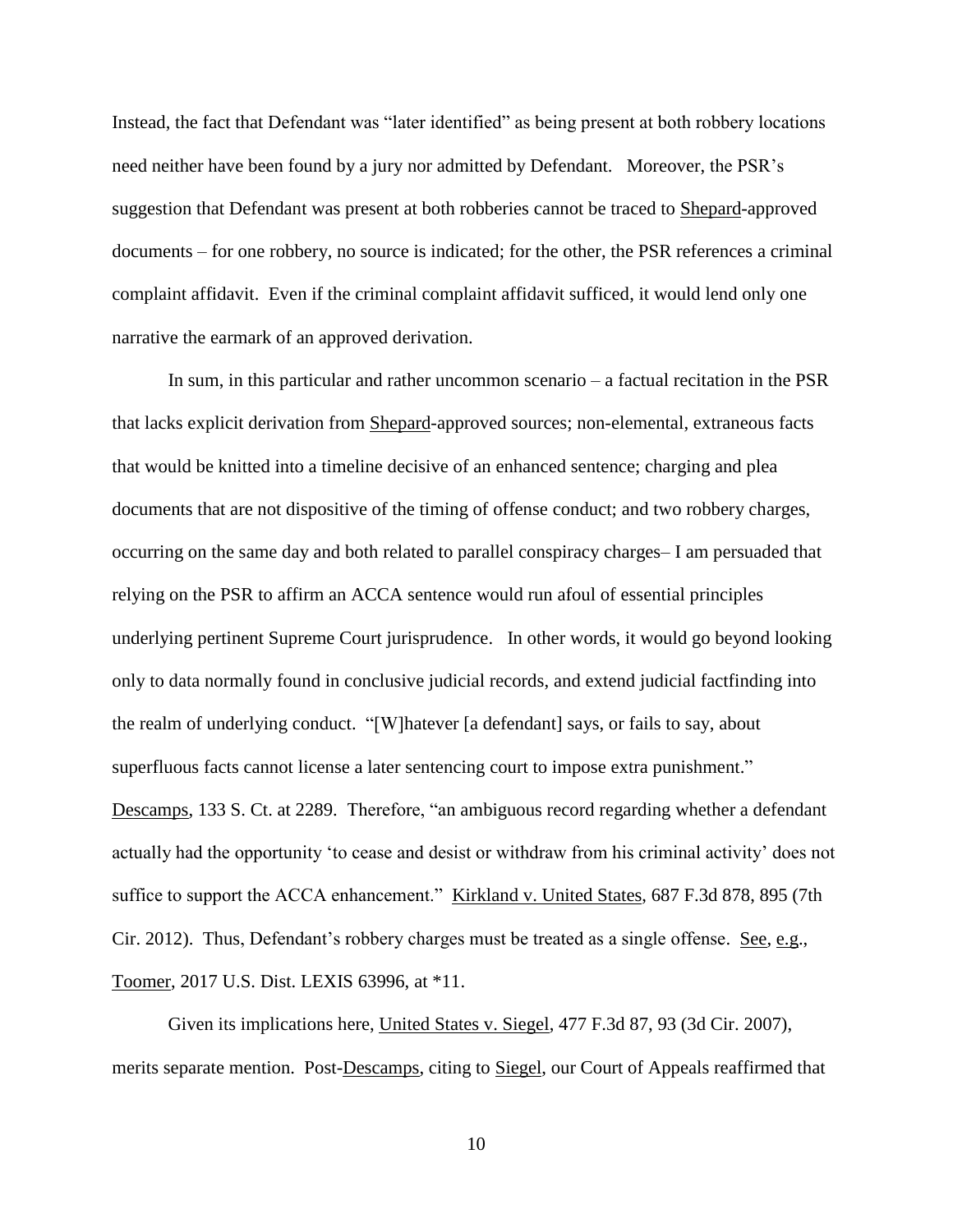Instead, the fact that Defendant was "later identified" as being present at both robbery locations need neither have been found by a jury nor admitted by Defendant. Moreover, the PSR's suggestion that Defendant was present at both robberies cannot be traced to Shepard-approved documents – for one robbery, no source is indicated; for the other, the PSR references a criminal complaint affidavit. Even if the criminal complaint affidavit sufficed, it would lend only one narrative the earmark of an approved derivation.

In sum, in this particular and rather uncommon scenario – a factual recitation in the PSR that lacks explicit derivation from Shepard-approved sources; non-elemental, extraneous facts that would be knitted into a timeline decisive of an enhanced sentence; charging and plea documents that are not dispositive of the timing of offense conduct; and two robbery charges, occurring on the same day and both related to parallel conspiracy charges– I am persuaded that relying on the PSR to affirm an ACCA sentence would run afoul of essential principles underlying pertinent Supreme Court jurisprudence. In other words, it would go beyond looking only to data normally found in conclusive judicial records, and extend judicial factfinding into the realm of underlying conduct. "[W]hatever [a defendant] says, or fails to say, about superfluous facts cannot license a later sentencing court to impose extra punishment." Descamps, 133 S. Ct. at 2289. Therefore, "an ambiguous record regarding whether a defendant actually had the opportunity 'to cease and desist or withdraw from his criminal activity' does not suffice to support the ACCA enhancement." Kirkland v. United States, 687 F.3d 878, 895 (7th Cir. 2012). Thus, Defendant's robbery charges must be treated as a single offense. See, e.g., Toomer, 2017 U.S. Dist. LEXIS 63996, at *11.

Given its implications here, United States v. Siegel, 477 F.3d 87, 93 (3d Cir. 2007), merits separate mention. Post-Descamps, citing to Siegel, our Court of Appeals reaffirmed that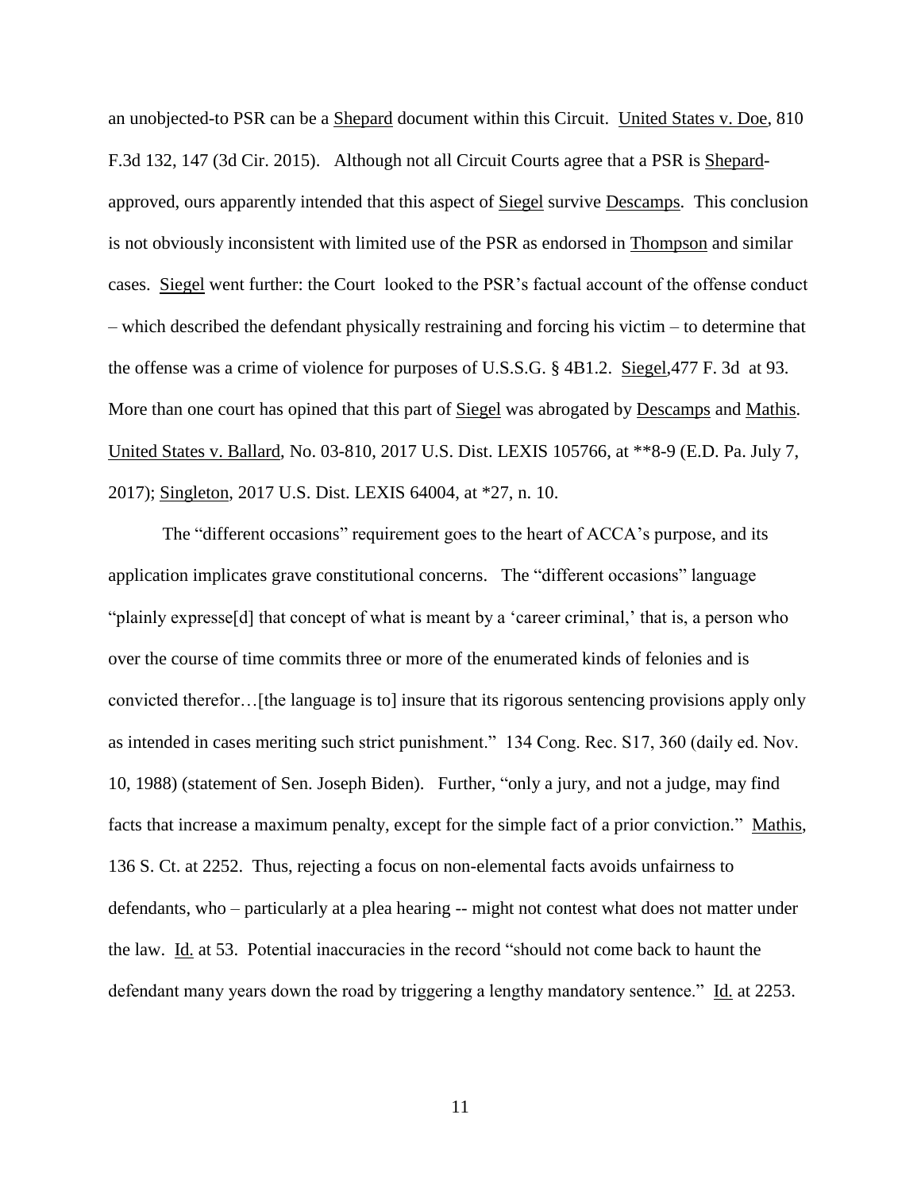an unobjected-to PSR can be a Shepard document within this Circuit. United States v. Doe, 810 F.3d 132, 147 (3d Cir. 2015). Although not all Circuit Courts agree that a PSR is Shepard-approved, ours apparently intended that this aspect of Siegel survive Descamps. This conclusion is not obviously inconsistent with limited use of the PSR as endorsed in Thompson and similar cases. Siegel went further: the Court looked to the PSR's factual account of the offense conduct – which described the defendant physically restraining and forcing his victim – to determine that the offense was a crime of violence for purposes of U.S.S.G. § 4B1.2. Siegel,477 F. 3d at 93. More than one court has opined that this part of Siegel was abrogated by Descamps and Mathis. United States v. Ballard, No. 03-810, 2017 U.S. Dist. LEXIS 105766, at **8-9 (E.D. Pa. July 7, 2017); Singleton, 2017 U.S. Dist. LEXIS 64004, at *27, n. 10.

The "different occasions" requirement goes to the heart of ACCA's purpose, and its application implicates grave constitutional concerns. The "different occasions" language "plainly expresse[d] that concept of what is meant by a 'career criminal,' that is, a person who over the course of time commits three or more of the enumerated kinds of felonies and is convicted therefor…[the language is to] insure that its rigorous sentencing provisions apply only as intended in cases meriting such strict punishment." 134 Cong. Rec. S17, 360 (daily ed. Nov. 10, 1988) (statement of Sen. Joseph Biden). Further, "only a jury, and not a judge, may find facts that increase a maximum penalty, except for the simple fact of a prior conviction." Mathis, 136 S. Ct. at 2252. Thus, rejecting a focus on non-elemental facts avoids unfairness to defendants, who – particularly at a plea hearing -- might not contest what does not matter under the law. Id. at 53. Potential inaccuracies in the record "should not come back to haunt the defendant many years down the road by triggering a lengthy mandatory sentence." Id. at 2253.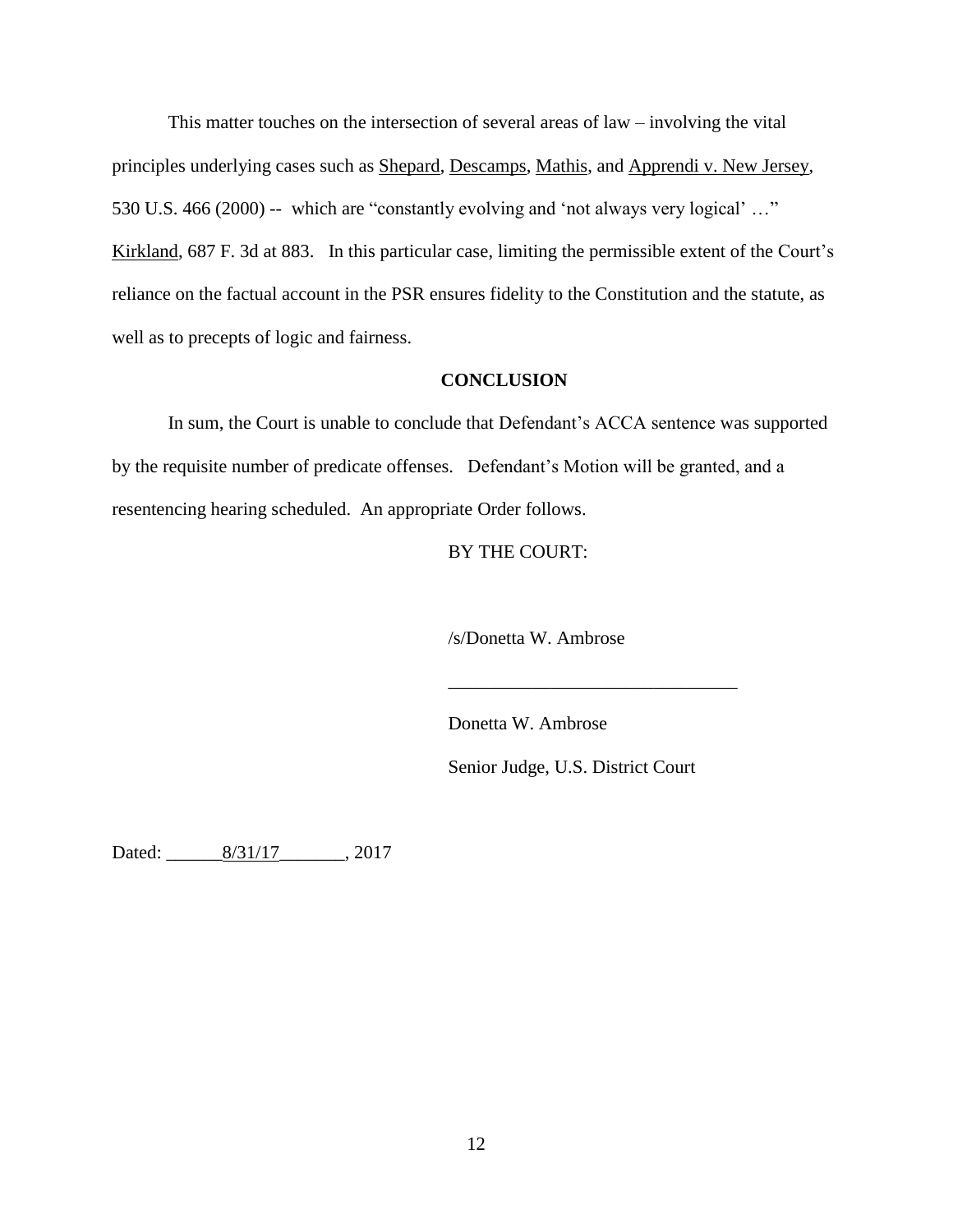This matter touches on the intersection of several areas of law – involving the vital principles underlying cases such as Shepard, Descamps, Mathis, and Apprendi v. New Jersey, 530 U.S. 466 (2000) -- which are "constantly evolving and 'not always very logical' …" Kirkland, 687 F. 3d at 883. In this particular case, limiting the permissible extent of the Court's reliance on the factual account in the PSR ensures fidelity to the Constitution and the statute, as well as to precepts of logic and fairness.

## CONCLUSION

In sum, the Court is unable to conclude that Defendant's ACCA sentence was supported by the requisite number of predicate offenses. Defendant's Motion will be granted, and a resentencing hearing scheduled. An appropriate Order follows.

BY THE COURT:

/s/Donetta W. Ambrose

_______________________________

Donetta W. Ambrose

Senior Judge, U.S. District Court

Dated: ______8/31/17_______, 2017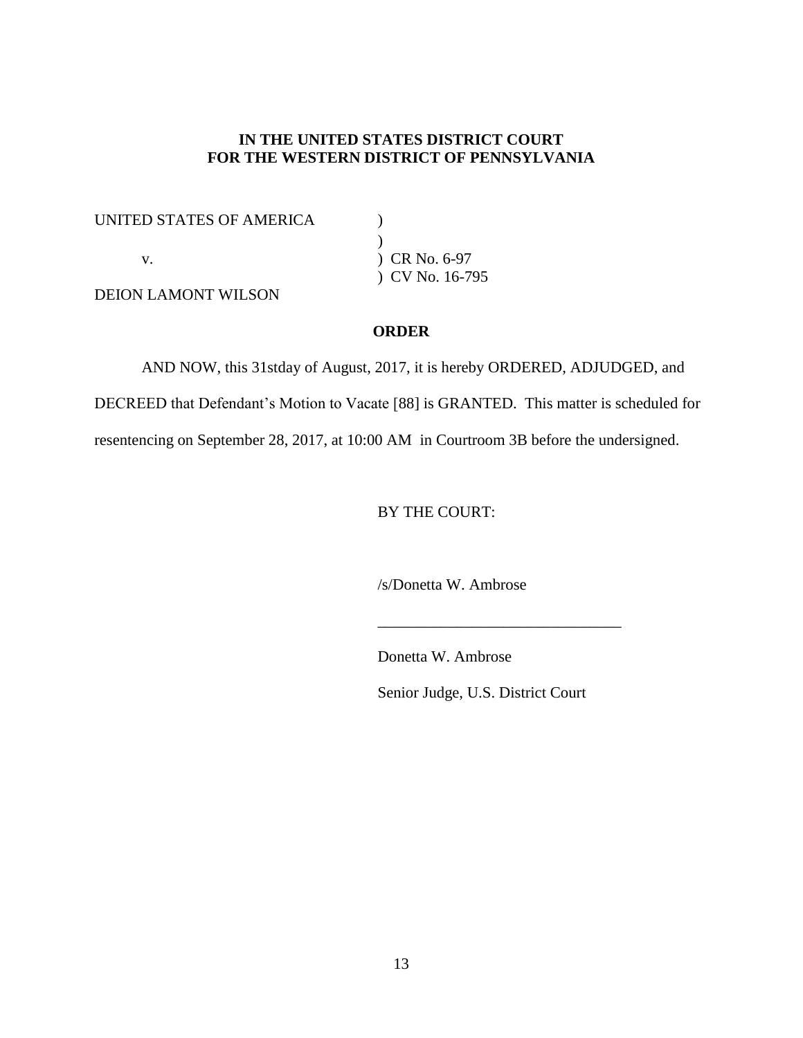**IN THE UNITED STATES DISTRICT COURT**
**FOR THE WESTERN DISTRICT OF PENNSYLVANIA**

| | | |
|---|---|---|
| UNITED STATES OF AMERICA | ) | |
| | ) | |
| v. | ) | CR No. 6-97 |
| | ) | CV No. 16-795 |
| DEION LAMONT WILSON | | |

**ORDER**

AND NOW, this 31stday of August, 2017, it is hereby ORDERED, ADJUDGED, and DECREED that Defendant's Motion to Vacate [88] is GRANTED. This matter is scheduled for resentencing on September 28, 2017, at 10:00 AM in Courtroom 3B before the undersigned.

BY THE COURT:

/s/Donetta W. Ambrose

_______________________________

Donetta W. Ambrose

Senior Judge, U.S. District Court